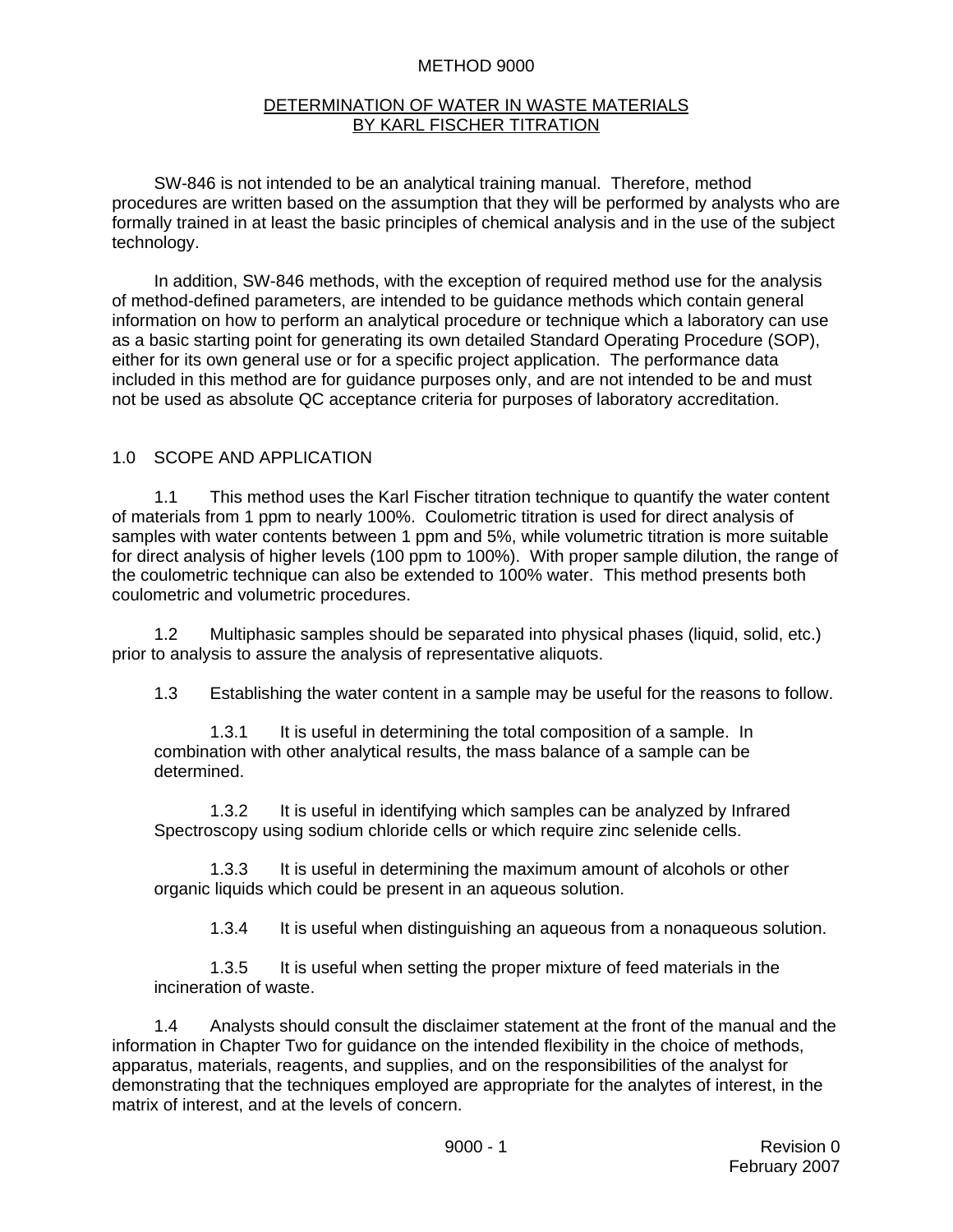# METHOD 9000

## DETERMINATION OF WATER IN WASTE MATERIALS BY KARL FISCHER TITRATION

SW-846 is not intended to be an analytical training manual. Therefore, method procedures are written based on the assumption that they will be performed by analysts who are formally trained in at least the basic principles of chemical analysis and in the use of the subject technology.

In addition, SW-846 methods, with the exception of required method use for the analysis of method-defined parameters, are intended to be guidance methods which contain general information on how to perform an analytical procedure or technique which a laboratory can use as a basic starting point for generating its own detailed Standard Operating Procedure (SOP), either for its own general use or for a specific project application. The performance data included in this method are for guidance purposes only, and are not intended to be and must not be used as absolute QC acceptance criteria for purposes of laboratory accreditation.

## 1.0 SCOPE AND APPLICATION

1.1 This method uses the Karl Fischer titration technique to quantify the water content of materials from 1 ppm to nearly 100%. Coulometric titration is used for direct analysis of samples with water contents between 1 ppm and 5%, while volumetric titration is more suitable for direct analysis of higher levels (100 ppm to 100%). With proper sample dilution, the range of the coulometric technique can also be extended to 100% water. This method presents both coulometric and volumetric procedures.

1.2 Multiphasic samples should be separated into physical phases (liquid, solid, etc.) prior to analysis to assure the analysis of representative aliquots.

1.3 Establishing the water content in a sample may be useful for the reasons to follow.

1.3.1 It is useful in determining the total composition of a sample. In combination with other analytical results, the mass balance of a sample can be determined.

1.3.2 It is useful in identifying which samples can be analyzed by Infrared Spectroscopy using sodium chloride cells or which require zinc selenide cells.

1.3.3 It is useful in determining the maximum amount of alcohols or other organic liquids which could be present in an aqueous solution.

1.3.4 It is useful when distinguishing an aqueous from a nonaqueous solution.

1.3.5 It is useful when setting the proper mixture of feed materials in the incineration of waste.

1.4 Analysts should consult the disclaimer statement at the front of the manual and the information in Chapter Two for guidance on the intended flexibility in the choice of methods, apparatus, materials, reagents, and supplies, and on the responsibilities of the analyst for demonstrating that the techniques employed are appropriate for the analytes of interest, in the matrix of interest, and at the levels of concern.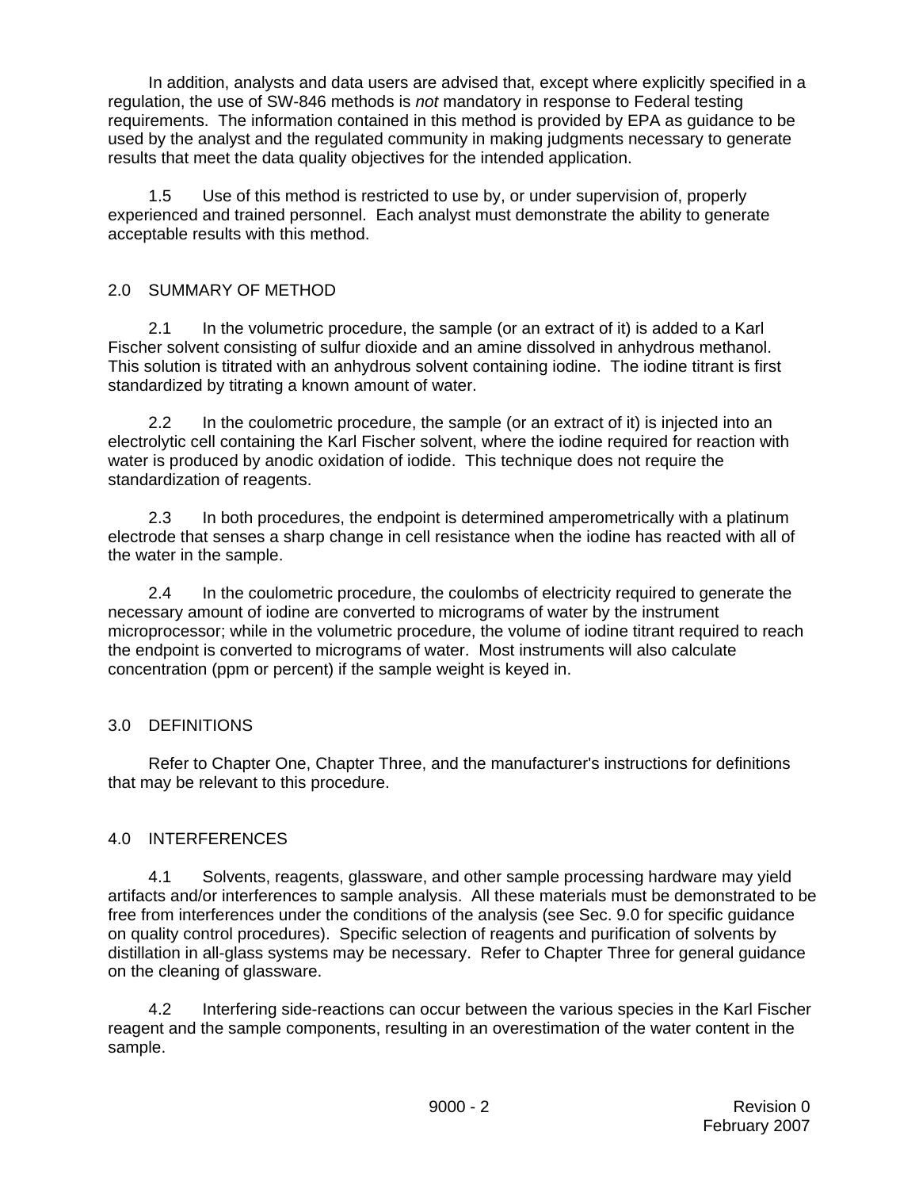In addition, analysts and data users are advised that, except where explicitly specified in a regulation, the use of SW-846 methods is *not* mandatory in response to Federal testing requirements. The information contained in this method is provided by EPA as guidance to be used by the analyst and the regulated community in making judgments necessary to generate results that meet the data quality objectives for the intended application.

1.5 Use of this method is restricted to use by, or under supervision of, properly experienced and trained personnel. Each analyst must demonstrate the ability to generate acceptable results with this method.

## 2.0 SUMMARY OF METHOD

2.1 In the volumetric procedure, the sample (or an extract of it) is added to a Karl Fischer solvent consisting of sulfur dioxide and an amine dissolved in anhydrous methanol. This solution is titrated with an anhydrous solvent containing iodine. The iodine titrant is first standardized by titrating a known amount of water.

2.2 In the coulometric procedure, the sample (or an extract of it) is injected into an electrolytic cell containing the Karl Fischer solvent, where the iodine required for reaction with water is produced by anodic oxidation of iodide. This technique does not require the standardization of reagents.

2.3 In both procedures, the endpoint is determined amperometrically with a platinum electrode that senses a sharp change in cell resistance when the iodine has reacted with all of the water in the sample.

2.4 In the coulometric procedure, the coulombs of electricity required to generate the necessary amount of iodine are converted to micrograms of water by the instrument microprocessor; while in the volumetric procedure, the volume of iodine titrant required to reach the endpoint is converted to micrograms of water. Most instruments will also calculate concentration (ppm or percent) if the sample weight is keyed in.

## 3.0 DEFINITIONS

Refer to Chapter One, Chapter Three, and the manufacturer's instructions for definitions that may be relevant to this procedure.

## 4.0 INTERFERENCES

4.1 Solvents, reagents, glassware, and other sample processing hardware may yield artifacts and/or interferences to sample analysis. All these materials must be demonstrated to be free from interferences under the conditions of the analysis (see Sec. 9.0 for specific guidance on quality control procedures). Specific selection of reagents and purification of solvents by distillation in all-glass systems may be necessary. Refer to Chapter Three for general guidance on the cleaning of glassware.

4.2 Interfering side-reactions can occur between the various species in the Karl Fischer reagent and the sample components, resulting in an overestimation of the water content in the sample.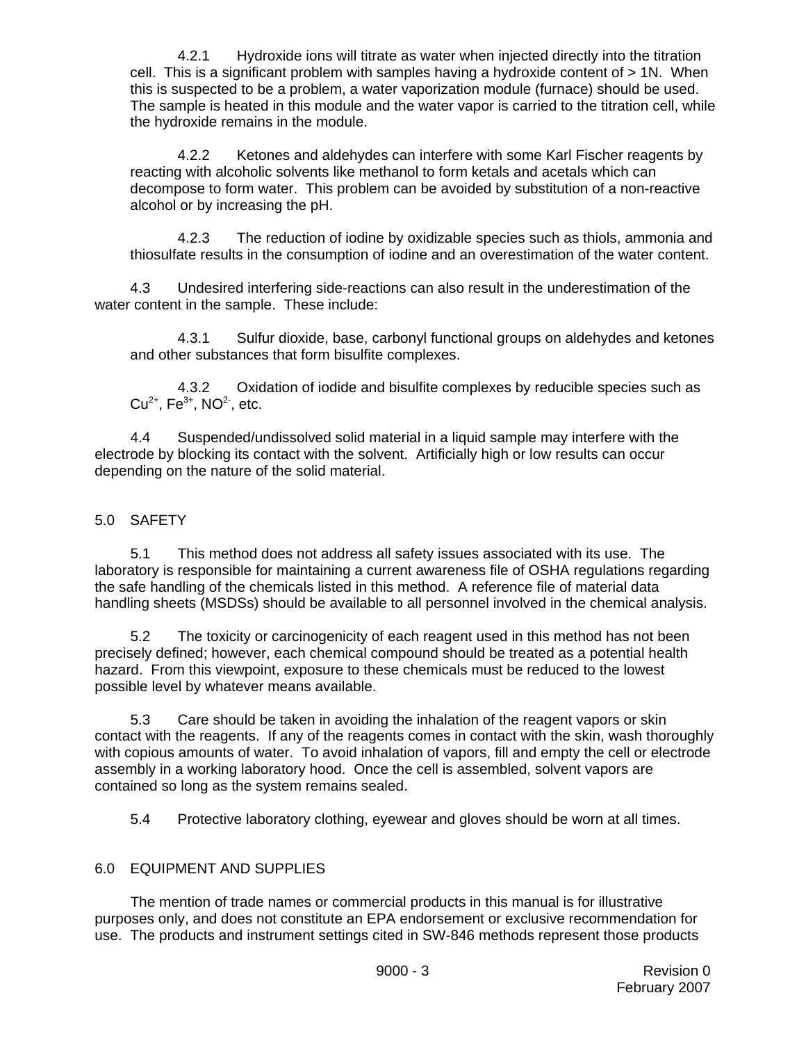4.2.1 Hydroxide ions will titrate as water when injected directly into the titration cell. This is a significant problem with samples having a hydroxide content of > 1N. When this is suspected to be a problem, a water vaporization module (furnace) should be used. The sample is heated in this module and the water vapor is carried to the titration cell, while the hydroxide remains in the module.

4.2.2 Ketones and aldehydes can interfere with some Karl Fischer reagents by reacting with alcoholic solvents like methanol to form ketals and acetals which can decompose to form water. This problem can be avoided by substitution of a non-reactive alcohol or by increasing the pH.

4.2.3 The reduction of iodine by oxidizable species such as thiols, ammonia and thiosulfate results in the consumption of iodine and an overestimation of the water content.

4.3 Undesired interfering side-reactions can also result in the underestimation of the water content in the sample. These include:

4.3.1 Sulfur dioxide, base, carbonyl functional groups on aldehydes and ketones and other substances that form bisulfite complexes.

4.3.2 Oxidation of iodide and bisulfite complexes by reducible species such as $Cu^{2+}$, $Fe^{3+}$, $NO^{2-}$, etc.

4.4 Suspended/undissolved solid material in a liquid sample may interfere with the electrode by blocking its contact with the solvent. Artificially high or low results can occur depending on the nature of the solid material.

## 5.0 SAFETY

5.1 This method does not address all safety issues associated with its use. The laboratory is responsible for maintaining a current awareness file of OSHA regulations regarding the safe handling of the chemicals listed in this method. A reference file of material data handling sheets (MSDSs) should be available to all personnel involved in the chemical analysis.

5.2 The toxicity or carcinogenicity of each reagent used in this method has not been precisely defined; however, each chemical compound should be treated as a potential health hazard. From this viewpoint, exposure to these chemicals must be reduced to the lowest possible level by whatever means available.

5.3 Care should be taken in avoiding the inhalation of the reagent vapors or skin contact with the reagents. If any of the reagents comes in contact with the skin, wash thoroughly with copious amounts of water. To avoid inhalation of vapors, fill and empty the cell or electrode assembly in a working laboratory hood. Once the cell is assembled, solvent vapors are contained so long as the system remains sealed.

5.4 Protective laboratory clothing, eyewear and gloves should be worn at all times.

## 6.0 EQUIPMENT AND SUPPLIES

The mention of trade names or commercial products in this manual is for illustrative purposes only, and does not constitute an EPA endorsement or exclusive recommendation for use. The products and instrument settings cited in SW-846 methods represent those products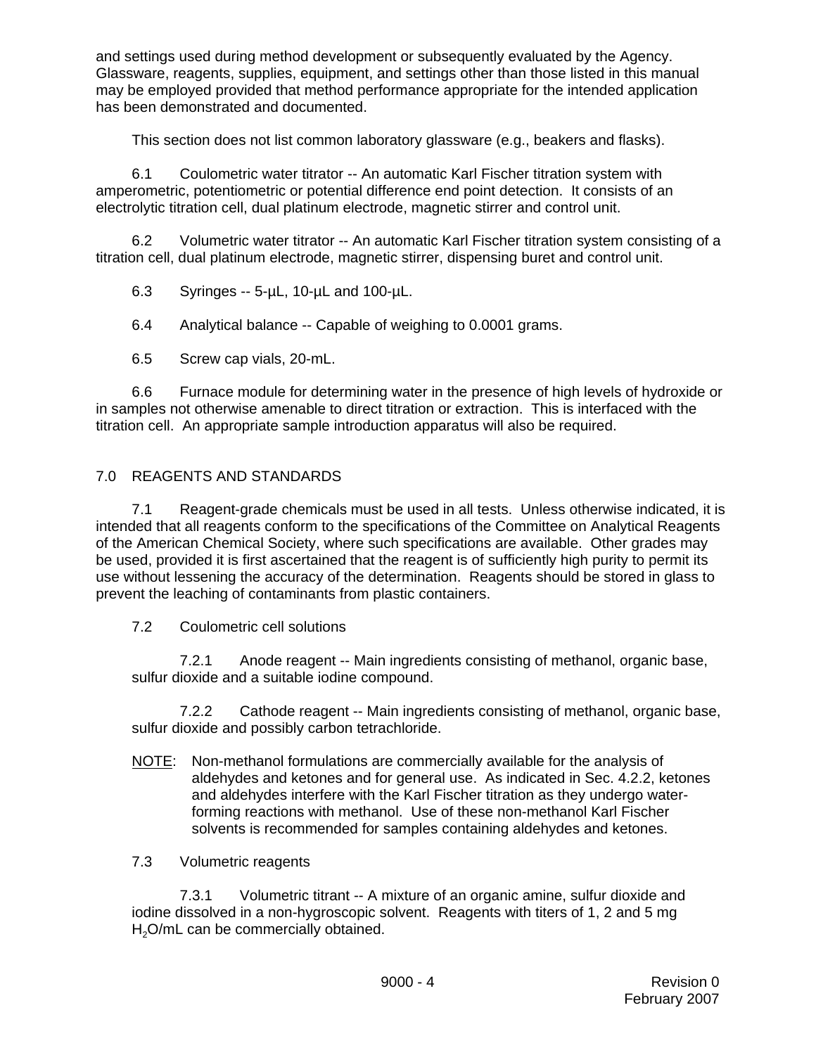and settings used during method development or subsequently evaluated by the Agency. Glassware, reagents, supplies, equipment, and settings other than those listed in this manual may be employed provided that method performance appropriate for the intended application has been demonstrated and documented.

This section does not list common laboratory glassware (e.g., beakers and flasks).

6.1 Coulometric water titrator -- An automatic Karl Fischer titration system with amperometric, potentiometric or potential difference end point detection. It consists of an electrolytic titration cell, dual platinum electrode, magnetic stirrer and control unit.

6.2 Volumetric water titrator -- An automatic Karl Fischer titration system consisting of a titration cell, dual platinum electrode, magnetic stirrer, dispensing buret and control unit.

6.3 Syringes -- 5-µL, 10-µL and 100-µL.

6.4 Analytical balance -- Capable of weighing to 0.0001 grams.

6.5 Screw cap vials, 20-mL.

6.6 Furnace module for determining water in the presence of high levels of hydroxide or in samples not otherwise amenable to direct titration or extraction. This is interfaced with the titration cell. An appropriate sample introduction apparatus will also be required.

## 7.0 REAGENTS AND STANDARDS

7.1 Reagent-grade chemicals must be used in all tests. Unless otherwise indicated, it is intended that all reagents conform to the specifications of the Committee on Analytical Reagents of the American Chemical Society, where such specifications are available. Other grades may be used, provided it is first ascertained that the reagent is of sufficiently high purity to permit its use without lessening the accuracy of the determination. Reagents should be stored in glass to prevent the leaching of contaminants from plastic containers.

7.2 Coulometric cell solutions

7.2.1 Anode reagent -- Main ingredients consisting of methanol, organic base, sulfur dioxide and a suitable iodine compound.

7.2.2 Cathode reagent -- Main ingredients consisting of methanol, organic base, sulfur dioxide and possibly carbon tetrachloride.

NOTE: Non-methanol formulations are commercially available for the analysis of aldehydes and ketones and for general use. As indicated in Sec. 4.2.2, ketones and aldehydes interfere with the Karl Fischer titration as they undergo water-forming reactions with methanol. Use of these non-methanol Karl Fischer solvents is recommended for samples containing aldehydes and ketones.

7.3 Volumetric reagents

7.3.1 Volumetric titrant -- A mixture of an organic amine, sulfur dioxide and iodine dissolved in a non-hygroscopic solvent. Reagents with titers of 1, 2 and 5 mg $H_2O$/mL can be commercially obtained.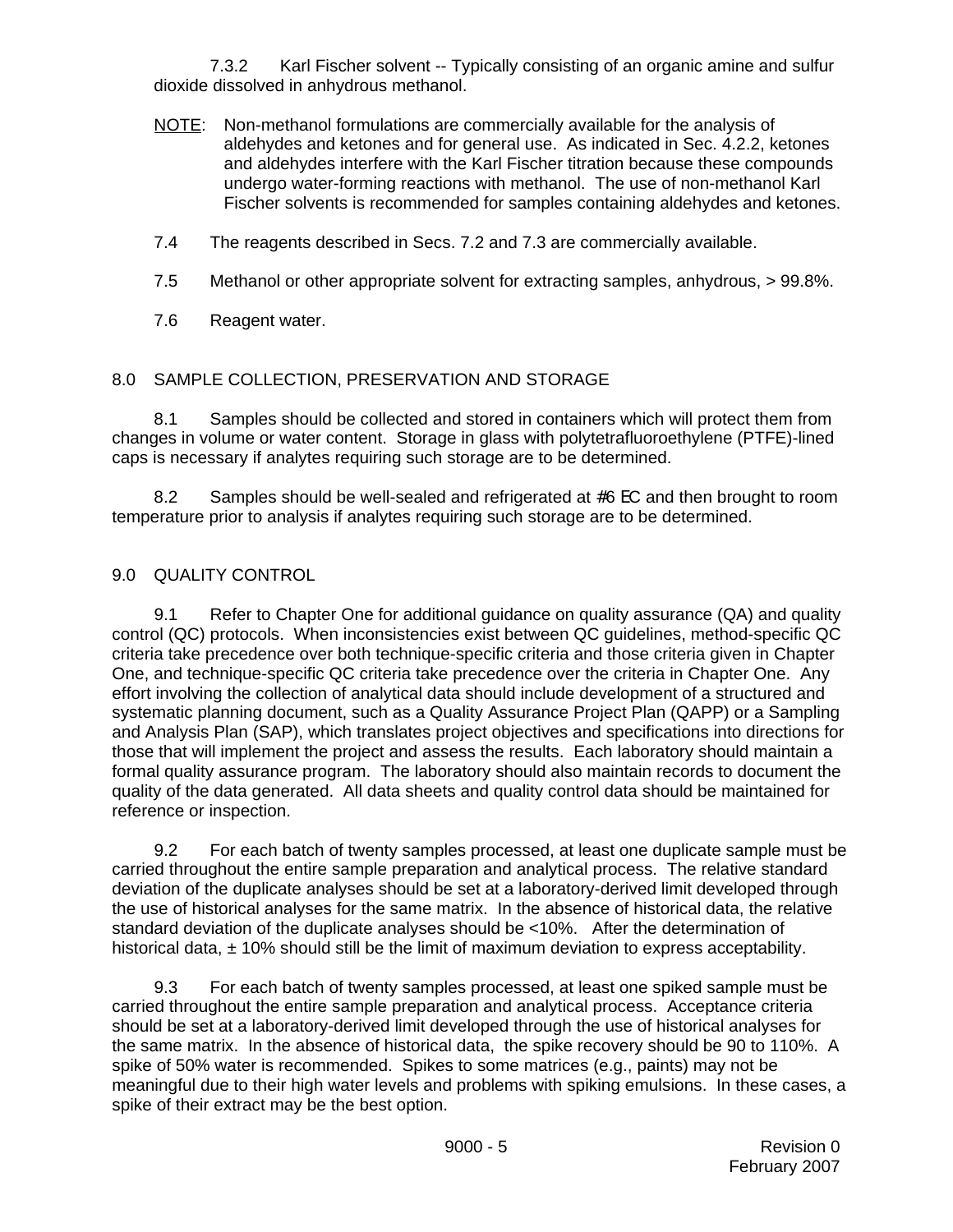7.3.2 Karl Fischer solvent -- Typically consisting of an organic amine and sulfur dioxide dissolved in anhydrous methanol.

NOTE: Non-methanol formulations are commercially available for the analysis of aldehydes and ketones and for general use. As indicated in Sec. 4.2.2, ketones and aldehydes interfere with the Karl Fischer titration because these compounds undergo water-forming reactions with methanol. The use of non-methanol Karl Fischer solvents is recommended for samples containing aldehydes and ketones.

7.4 The reagents described in Secs. 7.2 and 7.3 are commercially available.

7.5 Methanol or other appropriate solvent for extracting samples, anhydrous, > 99.8%.

7.6 Reagent water.

## 8.0 SAMPLE COLLECTION, PRESERVATION AND STORAGE

8.1 Samples should be collected and stored in containers which will protect them from changes in volume or water content. Storage in glass with polytetrafluoroethylene (PTFE)-lined caps is necessary if analytes requiring such storage are to be determined.

8.2 Samples should be well-sealed and refrigerated at ≤6 °C and then brought to room temperature prior to analysis if analytes requiring such storage are to be determined.

## 9.0 QUALITY CONTROL

9.1 Refer to Chapter One for additional guidance on quality assurance (QA) and quality control (QC) protocols. When inconsistencies exist between QC guidelines, method-specific QC criteria take precedence over both technique-specific criteria and those criteria given in Chapter One, and technique-specific QC criteria take precedence over the criteria in Chapter One. Any effort involving the collection of analytical data should include development of a structured and systematic planning document, such as a Quality Assurance Project Plan (QAPP) or a Sampling and Analysis Plan (SAP), which translates project objectives and specifications into directions for those that will implement the project and assess the results. Each laboratory should maintain a formal quality assurance program. The laboratory should also maintain records to document the quality of the data generated. All data sheets and quality control data should be maintained for reference or inspection.

9.2 For each batch of twenty samples processed, at least one duplicate sample must be carried throughout the entire sample preparation and analytical process. The relative standard deviation of the duplicate analyses should be set at a laboratory-derived limit developed through the use of historical analyses for the same matrix. In the absence of historical data, the relative standard deviation of the duplicate analyses should be <10%. After the determination of historical data, ± 10% should still be the limit of maximum deviation to express acceptability.

9.3 For each batch of twenty samples processed, at least one spiked sample must be carried throughout the entire sample preparation and analytical process. Acceptance criteria should be set at a laboratory-derived limit developed through the use of historical analyses for the same matrix. In the absence of historical data, the spike recovery should be 90 to 110%. A spike of 50% water is recommended. Spikes to some matrices (e.g., paints) may not be meaningful due to their high water levels and problems with spiking emulsions. In these cases, a spike of their extract may be the best option.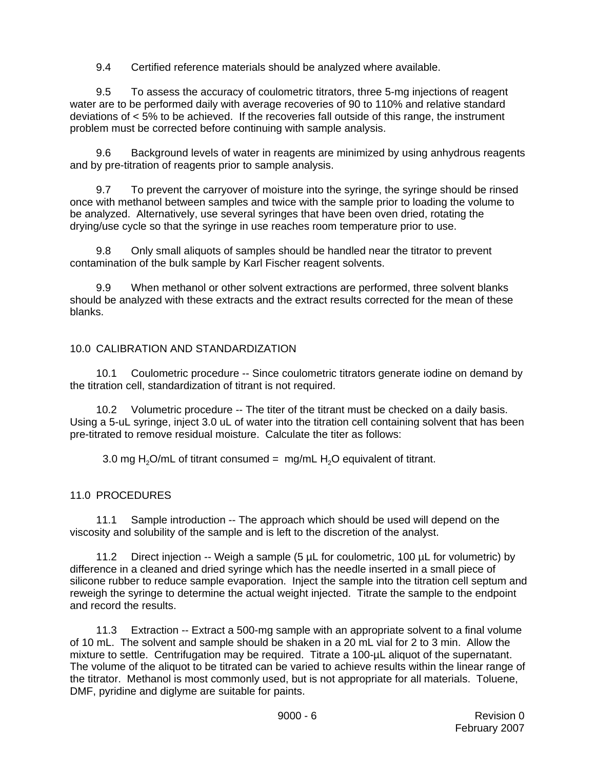9.4 Certified reference materials should be analyzed where available.

9.5 To assess the accuracy of coulometric titrators, three 5-mg injections of reagent water are to be performed daily with average recoveries of 90 to 110% and relative standard deviations of < 5% to be achieved. If the recoveries fall outside of this range, the instrument problem must be corrected before continuing with sample analysis.

9.6 Background levels of water in reagents are minimized by using anhydrous reagents and by pre-titration of reagents prior to sample analysis.

9.7 To prevent the carryover of moisture into the syringe, the syringe should be rinsed once with methanol between samples and twice with the sample prior to loading the volume to be analyzed. Alternatively, use several syringes that have been oven dried, rotating the drying/use cycle so that the syringe in use reaches room temperature prior to use.

9.8 Only small aliquots of samples should be handled near the titrator to prevent contamination of the bulk sample by Karl Fischer reagent solvents.

9.9 When methanol or other solvent extractions are performed, three solvent blanks should be analyzed with these extracts and the extract results corrected for the mean of these blanks.

## 10.0 CALIBRATION AND STANDARDIZATION

10.1 Coulometric procedure -- Since coulometric titrators generate iodine on demand by the titration cell, standardization of titrant is not required.

10.2 Volumetric procedure -- The titer of the titrant must be checked on a daily basis. Using a 5-uL syringe, inject 3.0 uL of water into the titration cell containing solvent that has been pre-titrated to remove residual moisture. Calculate the titer as follows:

3.0 mg $H_2O$/mL of titrant consumed = mg/mL $H_2O$ equivalent of titrant.

## 11.0 PROCEDURES

11.1 Sample introduction -- The approach which should be used will depend on the viscosity and solubility of the sample and is left to the discretion of the analyst.

11.2 Direct injection -- Weigh a sample (5 µL for coulometric, 100 µL for volumetric) by difference in a cleaned and dried syringe which has the needle inserted in a small piece of silicone rubber to reduce sample evaporation. Inject the sample into the titration cell septum and reweigh the syringe to determine the actual weight injected. Titrate the sample to the endpoint and record the results.

11.3 Extraction -- Extract a 500-mg sample with an appropriate solvent to a final volume of 10 mL. The solvent and sample should be shaken in a 20 mL vial for 2 to 3 min. Allow the mixture to settle. Centrifugation may be required. Titrate a 100-µL aliquot of the supernatant. The volume of the aliquot to be titrated can be varied to achieve results within the linear range of the titrator. Methanol is most commonly used, but is not appropriate for all materials. Toluene, DMF, pyridine and diglyme are suitable for paints.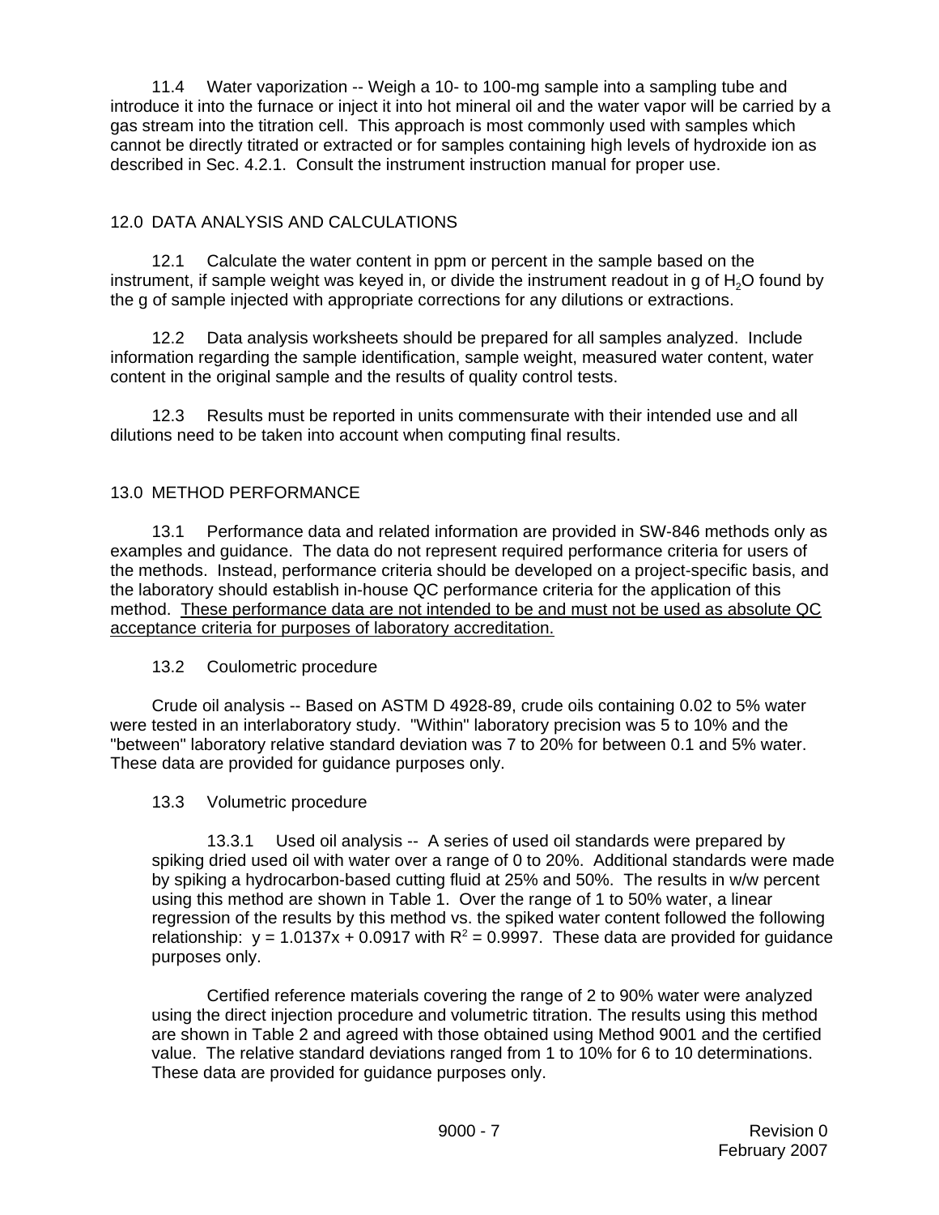11.4 Water vaporization -- Weigh a 10- to 100-mg sample into a sampling tube and introduce it into the furnace or inject it into hot mineral oil and the water vapor will be carried by a gas stream into the titration cell. This approach is most commonly used with samples which cannot be directly titrated or extracted or for samples containing high levels of hydroxide ion as described in Sec. 4.2.1. Consult the instrument instruction manual for proper use.

## 12.0 DATA ANALYSIS AND CALCULATIONS

12.1 Calculate the water content in ppm or percent in the sample based on the instrument, if sample weight was keyed in, or divide the instrument readout in g of $H_2O$ found by the g of sample injected with appropriate corrections for any dilutions or extractions.

12.2 Data analysis worksheets should be prepared for all samples analyzed. Include information regarding the sample identification, sample weight, measured water content, water content in the original sample and the results of quality control tests.

12.3 Results must be reported in units commensurate with their intended use and all dilutions need to be taken into account when computing final results.

## 13.0 METHOD PERFORMANCE

13.1 Performance data and related information are provided in SW-846 methods only as examples and guidance. The data do not represent required performance criteria for users of the methods. Instead, performance criteria should be developed on a project-specific basis, and the laboratory should establish in-house QC performance criteria for the application of this method. <u>These performance data are not intended to be and must not be used as absolute QC acceptance criteria for purposes of laboratory accreditation.</u>

13.2 Coulometric procedure

Crude oil analysis -- Based on ASTM D 4928-89, crude oils containing 0.02 to 5% water were tested in an interlaboratory study. "Within" laboratory precision was 5 to 10% and the "between" laboratory relative standard deviation was 7 to 20% for between 0.1 and 5% water. These data are provided for guidance purposes only.

13.3 Volumetric procedure

13.3.1 Used oil analysis -- A series of used oil standards were prepared by spiking dried used oil with water over a range of 0 to 20%. Additional standards were made by spiking a hydrocarbon-based cutting fluid at 25% and 50%. The results in w/w percent using this method are shown in Table 1. Over the range of 1 to 50% water, a linear regression of the results by this method vs. the spiked water content followed the following relationship: $y = 1.0137x + 0.0917$ with $R^2 = 0.9997$. These data are provided for guidance purposes only.

Certified reference materials covering the range of 2 to 90% water were analyzed using the direct injection procedure and volumetric titration. The results using this method are shown in Table 2 and agreed with those obtained using Method 9001 and the certified value. The relative standard deviations ranged from 1 to 10% for 6 to 10 determinations. These data are provided for guidance purposes only.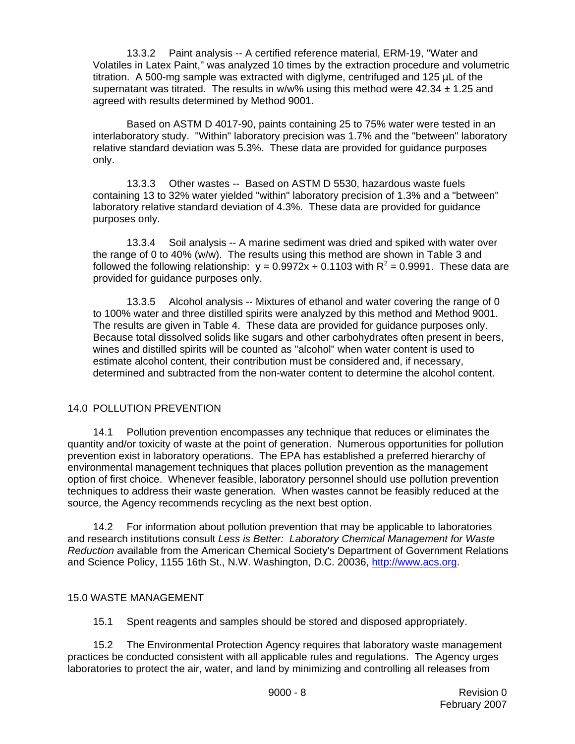13.3.2 Paint analysis -- A certified reference material, ERM-19, "Water and Volatiles in Latex Paint," was analyzed 10 times by the extraction procedure and volumetric titration. A 500-mg sample was extracted with diglyme, centrifuged and 125 µL of the supernatant was titrated. The results in w/w% using this method were 42.34 ± 1.25 and agreed with results determined by Method 9001.

Based on ASTM D 4017-90, paints containing 25 to 75% water were tested in an interlaboratory study. "Within" laboratory precision was 1.7% and the "between" laboratory relative standard deviation was 5.3%. These data are provided for guidance purposes only.

13.3.3 Other wastes -- Based on ASTM D 5530, hazardous waste fuels containing 13 to 32% water yielded "within" laboratory precision of 1.3% and a "between" laboratory relative standard deviation of 4.3%. These data are provided for guidance purposes only.

13.3.4 Soil analysis -- A marine sediment was dried and spiked with water over the range of 0 to 40% (w/w). The results using this method are shown in Table 3 and followed the following relationship: $y = 0.9972x + 0.1103$ with $R^2 = 0.9991$. These data are provided for guidance purposes only.

13.3.5 Alcohol analysis -- Mixtures of ethanol and water covering the range of 0 to 100% water and three distilled spirits were analyzed by this method and Method 9001. The results are given in Table 4. These data are provided for guidance purposes only. Because total dissolved solids like sugars and other carbohydrates often present in beers, wines and distilled spirits will be counted as "alcohol" when water content is used to estimate alcohol content, their contribution must be considered and, if necessary, determined and subtracted from the non-water content to determine the alcohol content.

## 14.0 POLLUTION PREVENTION

14.1 Pollution prevention encompasses any technique that reduces or eliminates the quantity and/or toxicity of waste at the point of generation. Numerous opportunities for pollution prevention exist in laboratory operations. The EPA has established a preferred hierarchy of environmental management techniques that places pollution prevention as the management option of first choice. Whenever feasible, laboratory personnel should use pollution prevention techniques to address their waste generation. When wastes cannot be feasibly reduced at the source, the Agency recommends recycling as the next best option.

14.2 For information about pollution prevention that may be applicable to laboratories and research institutions consult *Less is Better: Laboratory Chemical Management for Waste Reduction* available from the American Chemical Society's Department of Government Relations and Science Policy, 1155 16th St., N.W. Washington, D.C. 20036, http://www.acs.org.

## 15.0 WASTE MANAGEMENT

15.1 Spent reagents and samples should be stored and disposed appropriately.

15.2 The Environmental Protection Agency requires that laboratory waste management practices be conducted consistent with all applicable rules and regulations. The Agency urges laboratories to protect the air, water, and land by minimizing and controlling all releases from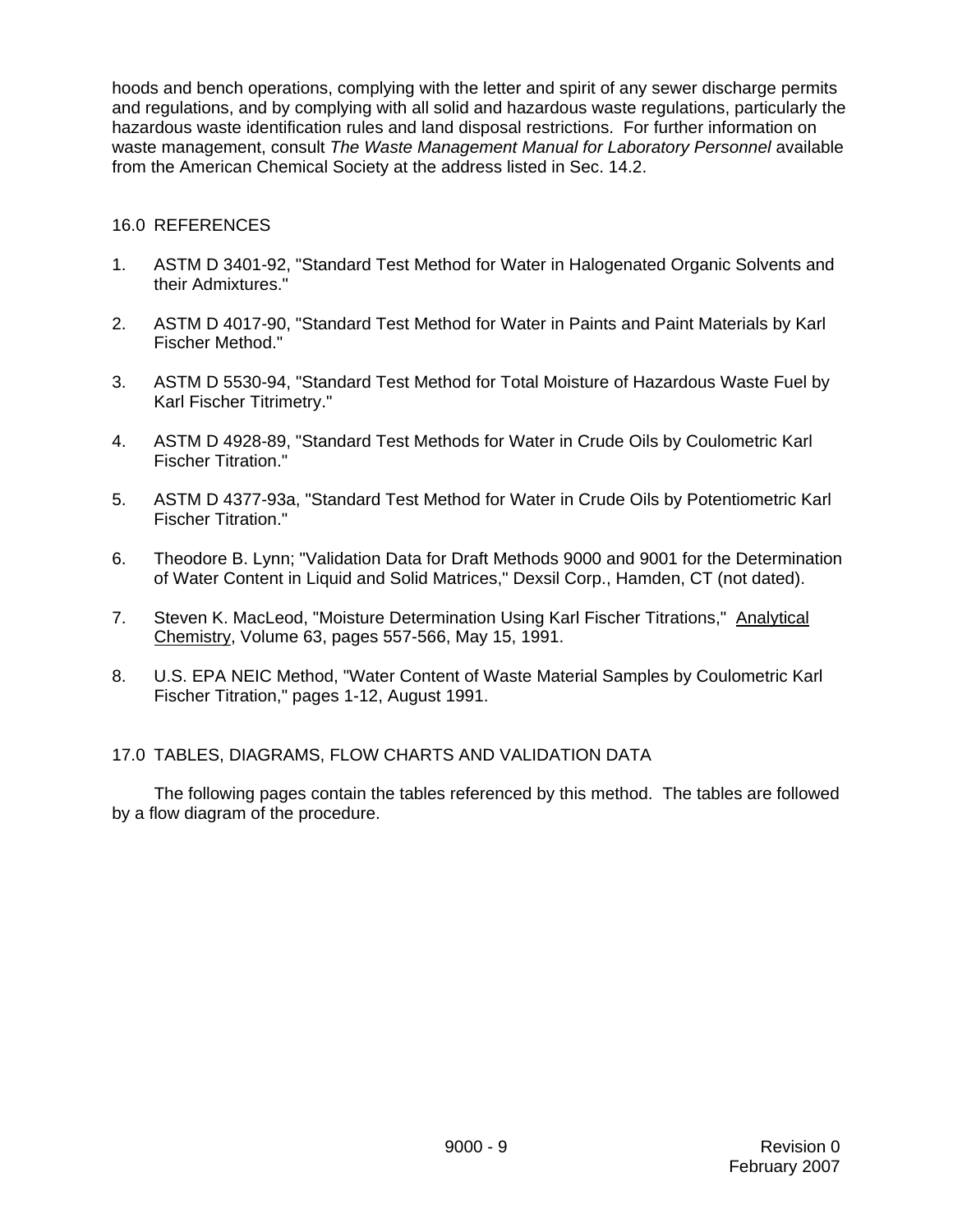hoods and bench operations, complying with the letter and spirit of any sewer discharge permits and regulations, and by complying with all solid and hazardous waste regulations, particularly the hazardous waste identification rules and land disposal restrictions. For further information on waste management, consult *The Waste Management Manual for Laboratory Personnel* available from the American Chemical Society at the address listed in Sec. 14.2.

## 16.0 REFERENCES

1. ASTM D 3401-92, "Standard Test Method for Water in Halogenated Organic Solvents and their Admixtures."

2. ASTM D 4017-90, "Standard Test Method for Water in Paints and Paint Materials by Karl Fischer Method."

3. ASTM D 5530-94, "Standard Test Method for Total Moisture of Hazardous Waste Fuel by Karl Fischer Titrimetry."

4. ASTM D 4928-89, "Standard Test Methods for Water in Crude Oils by Coulometric Karl Fischer Titration."

5. ASTM D 4377-93a, "Standard Test Method for Water in Crude Oils by Potentiometric Karl Fischer Titration."

6. Theodore B. Lynn; "Validation Data for Draft Methods 9000 and 9001 for the Determination of Water Content in Liquid and Solid Matrices," Dexsil Corp., Hamden, CT (not dated).

7. Steven K. MacLeod, "Moisture Determination Using Karl Fischer Titrations," Analytical Chemistry, Volume 63, pages 557-566, May 15, 1991.

8. U.S. EPA NEIC Method, "Water Content of Waste Material Samples by Coulometric Karl Fischer Titration," pages 1-12, August 1991.

## 17.0 TABLES, DIAGRAMS, FLOW CHARTS AND VALIDATION DATA

The following pages contain the tables referenced by this method. The tables are followed by a flow diagram of the procedure.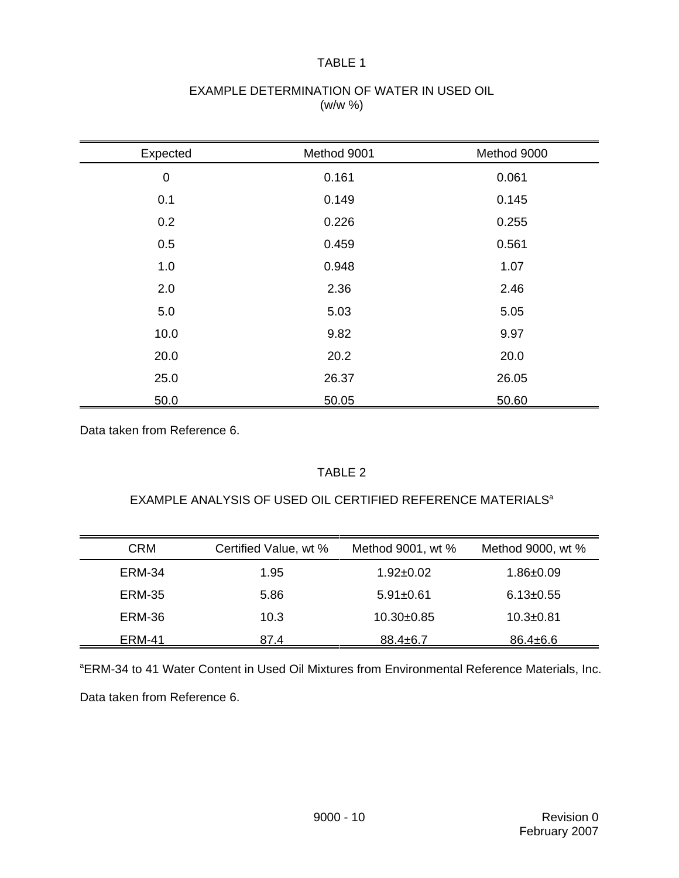## TABLE 1

### EXAMPLE DETERMINATION OF WATER IN USED OIL
(w/w %)

| Expected | Method 9001 | Method 9000 |
|---|---|---|
| 0 | 0.161 | 0.061 |
| 0.1 | 0.149 | 0.145 |
| 0.2 | 0.226 | 0.255 |
| 0.5 | 0.459 | 0.561 |
| 1.0 | 0.948 | 1.07 |
| 2.0 | 2.36 | 2.46 |
| 5.0 | 5.03 | 5.05 |
| 10.0 | 9.82 | 9.97 |
| 20.0 | 20.2 | 20.0 |
| 25.0 | 26.37 | 26.05 |
| 50.0 | 50.05 | 50.60 |

Data taken from Reference 6.

## TABLE 2

### EXAMPLE ANALYSIS OF USED OIL CERTIFIED REFERENCE MATERIALS[a]

| CRM | Certified Value, wt % | Method 9001, wt % | Method 9000, wt % |
|---|---|---|---|
| ERM-34 | 1.95 | 1.92±0.02 | 1.86±0.09 |
| ERM-35 | 5.86 | 5.91±0.61 | 6.13±0.55 |
| ERM-36 | 10.3 | 10.30±0.85 | 10.3±0.81 |
| ERM-41 | 87.4 | 88.4±6.7 | 86.4±6.6 |

[a]ERM-34 to 41 Water Content in Used Oil Mixtures from Environmental Reference Materials, Inc.

Data taken from Reference 6.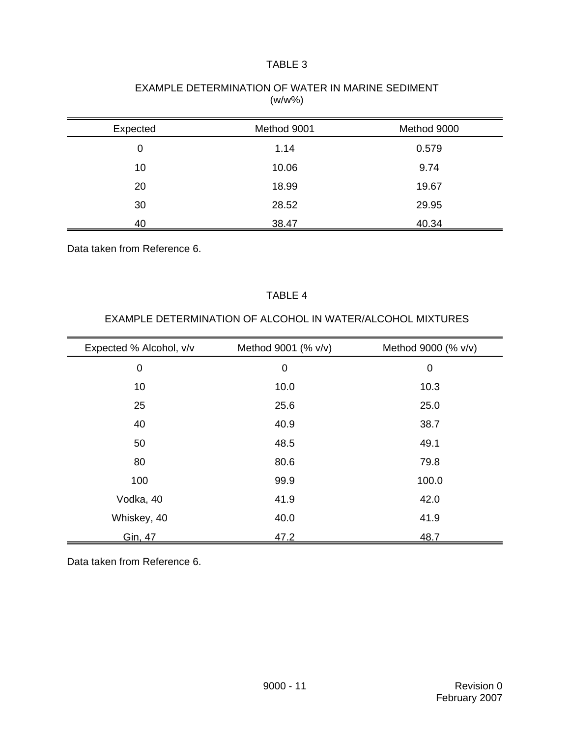TABLE 3

EXAMPLE DETERMINATION OF WATER IN MARINE SEDIMENT
(w/w%)

| Expected | Method 9001 | Method 9000 |
|---|---|---|
| 0 | 1.14 | 0.579 |
| 10 | 10.06 | 9.74 |
| 20 | 18.99 | 19.67 |
| 30 | 28.52 | 29.95 |
| 40 | 38.47 | 40.34 |

Data taken from Reference 6.

TABLE 4

EXAMPLE DETERMINATION OF ALCOHOL IN WATER/ALCOHOL MIXTURES

| Expected % Alcohol, v/v | Method 9001 (% v/v) | Method 9000 (% v/v) |
|---|---|---|
| 0 | 0 | 0 |
| 10 | 10.0 | 10.3 |
| 25 | 25.6 | 25.0 |
| 40 | 40.9 | 38.7 |
| 50 | 48.5 | 49.1 |
| 80 | 80.6 | 79.8 |
| 100 | 99.9 | 100.0 |
| Vodka, 40 | 41.9 | 42.0 |
| Whiskey, 40 | 40.0 | 41.9 |
| Gin, 47 | 47.2 | 48.7 |

Data taken from Reference 6.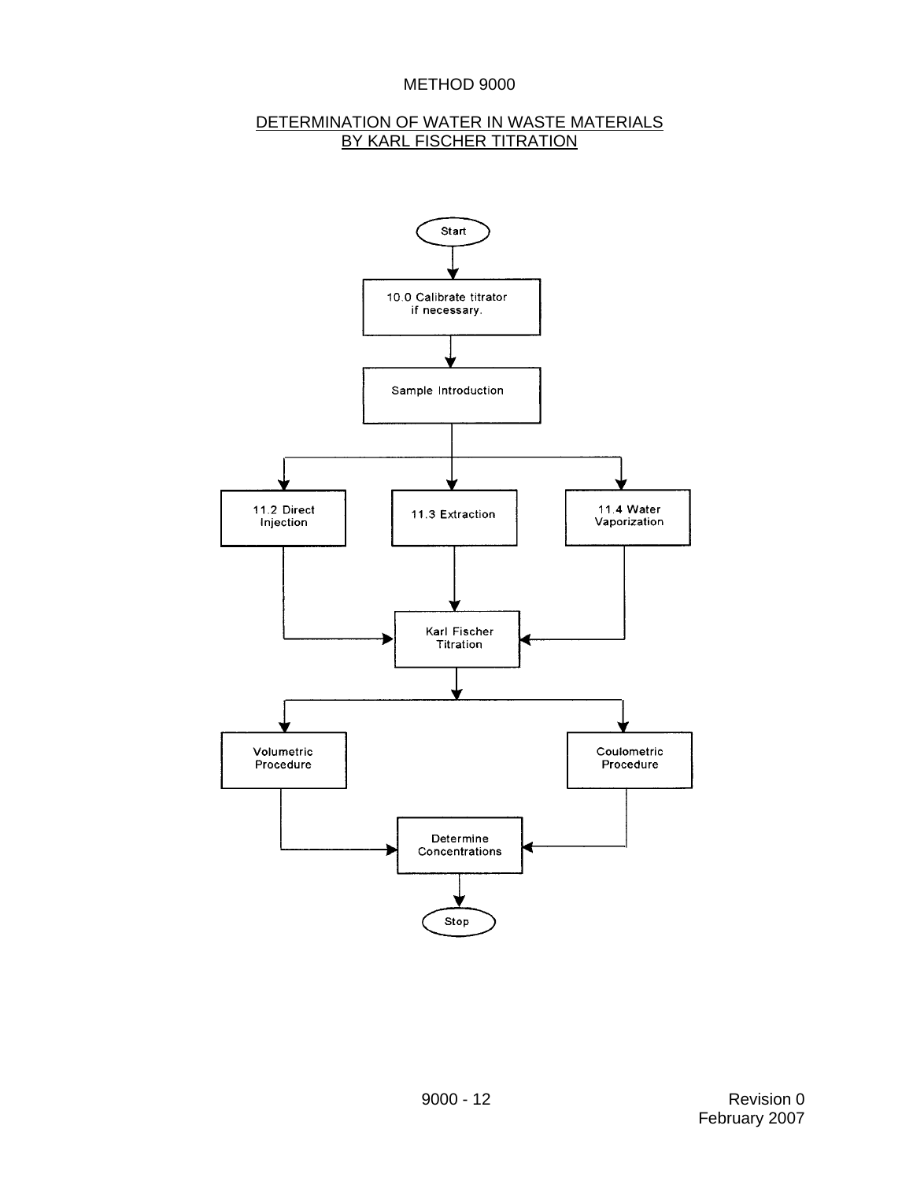METHOD 9000

DETERMINATION OF WATER IN WASTE MATERIALS BY KARL FISCHER TITRATION

Start

10.0 Calibrate titrator if necessary.

Sample Introduction

11.2 Direct Injection

11.3 Extraction

11.4 Water Vaporization

Karl Fischer Titration

Volumetric Procedure

Coulometric Procedure

Determine Concentrations

Stop